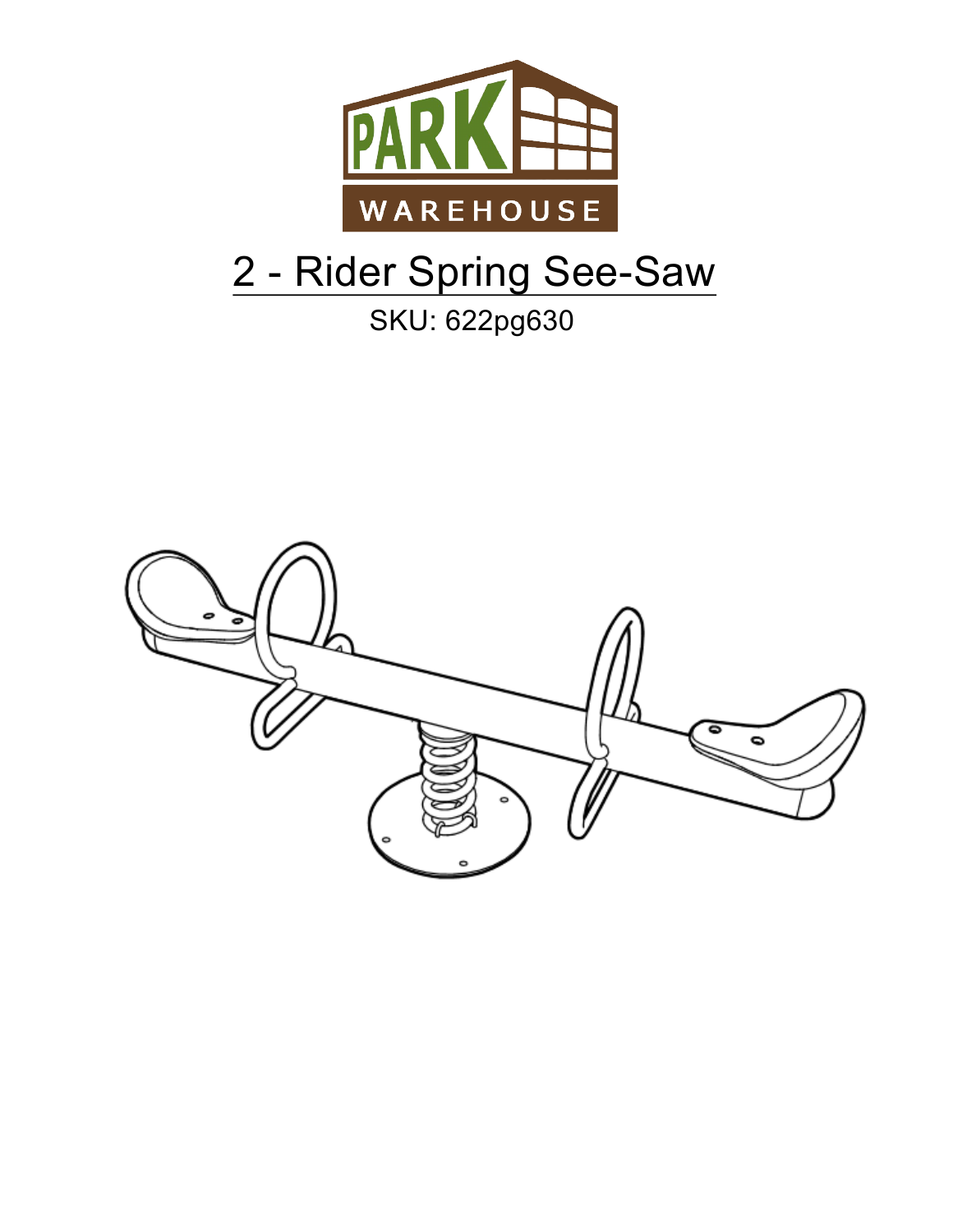# 2 - Rider Spring See-Saw

SKU: 622pg630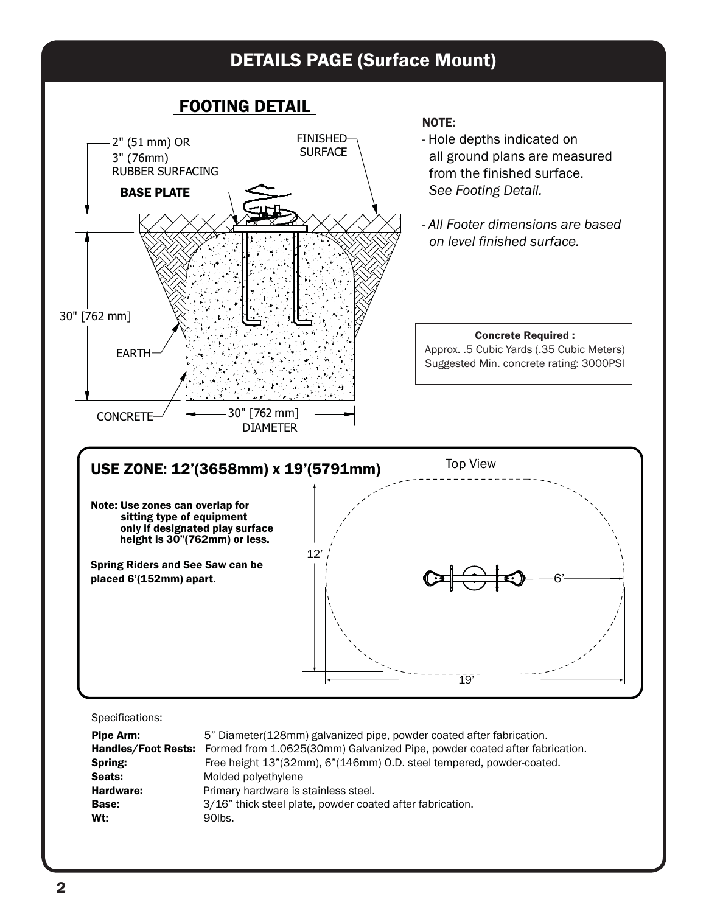# DETAILS PAGE (Surface Mount)

## FOOTING DETAIL

2" (51 mm) OR 3" (76mm) RUBBER SURFACING

**BASE PLATE**

FINISHED SURFACE

30" [762 mm]

EARTH

CONCRETE

30" [762 mm] DIAMETER

**NOTE:**

- Hole depths indicated on all ground plans are measured from the finished surface. *See Footing Detail.*
- *All Footer dimensions are based on level finished surface.*

**Concrete Required :**
Approx. .5 Cubic Yards (.35 Cubic Meters)
Suggested Min. concrete rating: 3000PSI

## USE ZONE: 12'(3658mm) x 19'(5791mm)

**Note: Use zones can overlap for sitting type of equipment only if designated play surface height is 30"(762mm) or less.**

**Spring Riders and See Saw can be placed 6'(152mm) apart.**

Top View

12'

6'

19'

Specifications:

**Pipe Arm:** 5" Diameter(128mm) galvanized pipe, powder coated after fabrication.
**Handles/Foot Rests:** Formed from 1.0625(30mm) Galvanized Pipe, powder coated after fabrication.
**Spring:** Free height 13"(32mm), 6"(146mm) O.D. steel tempered, powder-coated.
**Seats:** Molded polyethylene
**Hardware:** Primary hardware is stainless steel.
**Base:** 3/16" thick steel plate, powder coated after fabrication.
**Wt:** 90lbs.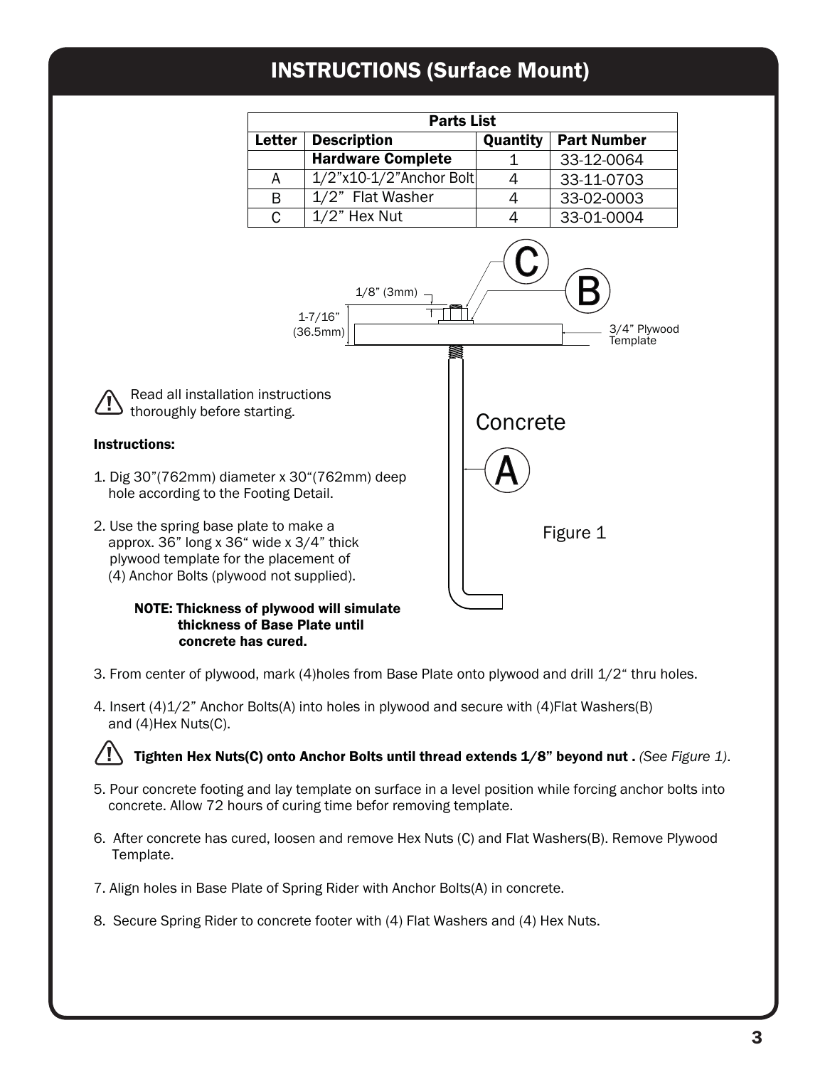# INSTRUCTIONS (Surface Mount)

| Parts List | | | |
|---|---|---|---|
| Letter | Description | Quantity | Part Number |
| | **Hardware Complete** | 1 | 33-12-0064 |
| A | 1/2"x10-1/2"Anchor Bolt | 4 | 33-11-0703 |
| B | 1/2" Flat Washer | 4 | 33-02-0003 |
| C | 1/2" Hex Nut | 4 | 33-01-0004 |

1/8" (3mm)

1-7/16" (36.5mm)

3/4" Plywood Template

Concrete

Figure 1

⚠ Read all installation instructions thoroughly before starting.

**Instructions:**

1. Dig 30"(762mm) diameter x 30"(762mm) deep hole according to the Footing Detail.

2. Use the spring base plate to make a approx. 36" long x 36" wide x 3/4" thick plywood template for the placement of (4) Anchor Bolts (plywood not supplied).

   **NOTE: Thickness of plywood will simulate thickness of Base Plate until concrete has cured.**

3. From center of plywood, mark (4)holes from Base Plate onto plywood and drill 1/2" thru holes.

4. Insert (4)1/2" Anchor Bolts(A) into holes in plywood and secure with (4)Flat Washers(B) and (4)Hex Nuts(C).

⚠ **Tighten Hex Nuts(C) onto Anchor Bolts until thread extends 1/8" beyond nut .** *(See Figure 1)*.

5. Pour concrete footing and lay template on surface in a level position while forcing anchor bolts into concrete. Allow 72 hours of curing time befor removing template.

6. After concrete has cured, loosen and remove Hex Nuts (C) and Flat Washers(B). Remove Plywood Template.

7. Align holes in Base Plate of Spring Rider with Anchor Bolts(A) in concrete.

8. Secure Spring Rider to concrete footer with (4) Flat Washers and (4) Hex Nuts.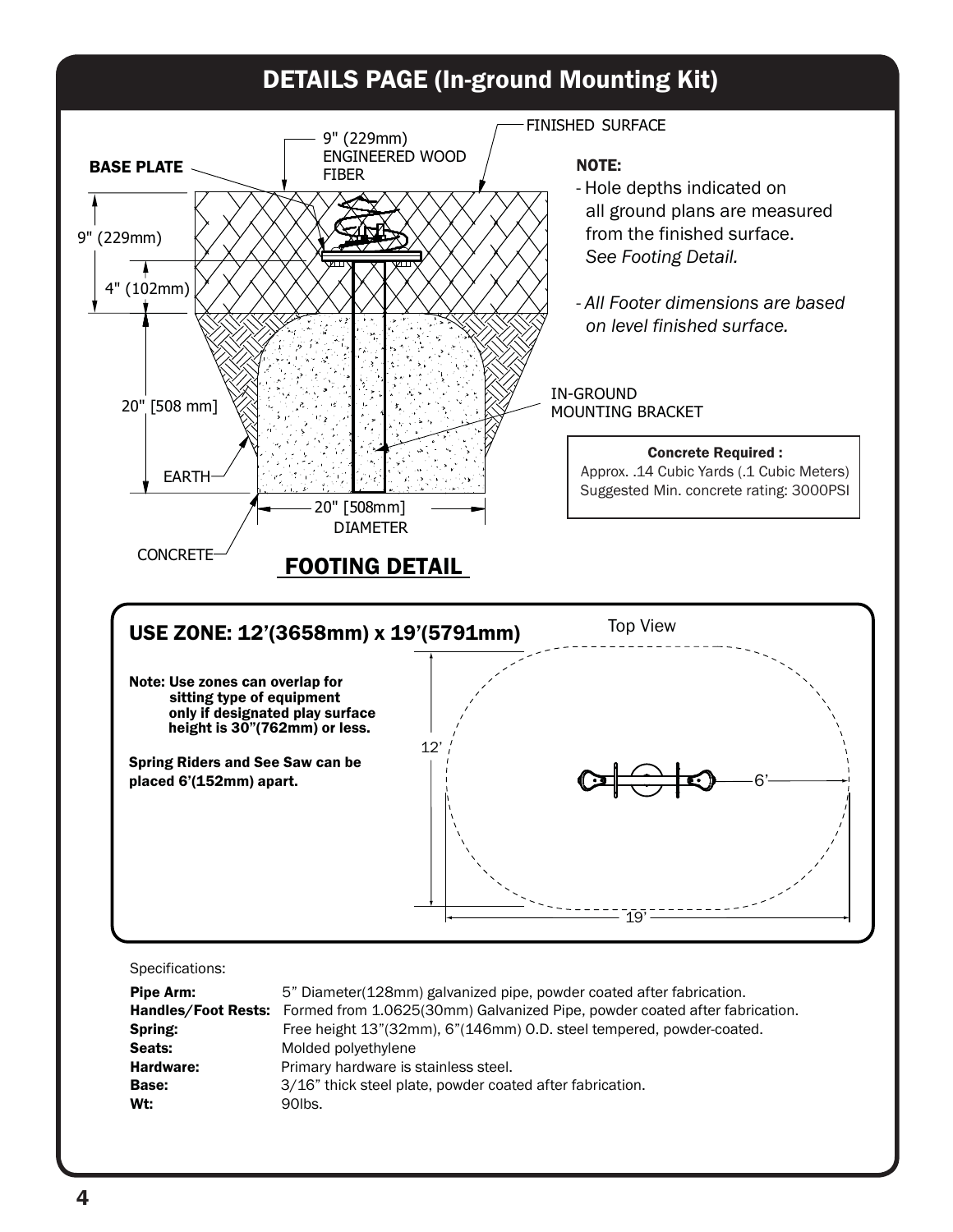# DETAILS PAGE (In-ground Mounting Kit)

FINISHED SURFACE

9" (229mm) ENGINEERED WOOD FIBER

**BASE PLATE**

9" (229mm)

4" (102mm)

20" [508 mm]

EARTH

CONCRETE

20" [508mm] DIAMETER

IN-GROUND MOUNTING BRACKET

**NOTE:**

- Hole depths indicated on all ground plans are measured from the finished surface. *See Footing Detail.*
- *All Footer dimensions are based on level finished surface.*

**Concrete Required :**
Approx. .14 Cubic Yards (.1 Cubic Meters)
Suggested Min. concrete rating: 3000PSI

## FOOTING DETAIL

## USE ZONE: 12'(3658mm) x 19'(5791mm)

Top View

**Note: Use zones can overlap for sitting type of equipment only if designated play surface height is 30"(762mm) or less.**

**Spring Riders and See Saw can be placed 6'(152mm) apart.**

12'

6'

19'

Specifications:

| | |
|---|---|
| **Pipe Arm:** | 5" Diameter(128mm) galvanized pipe, powder coated after fabrication. |
| **Handles/Foot Rests:** | Formed from 1.0625(30mm) Galvanized Pipe, powder coated after fabrication. |
| **Spring:** | Free height 13"(32mm), 6"(146mm) O.D. steel tempered, powder-coated. |
| **Seats:** | Molded polyethylene |
| **Hardware:** | Primary hardware is stainless steel. |
| **Base:** | 3/16" thick steel plate, powder coated after fabrication. |
| **Wt:** | 90lbs. |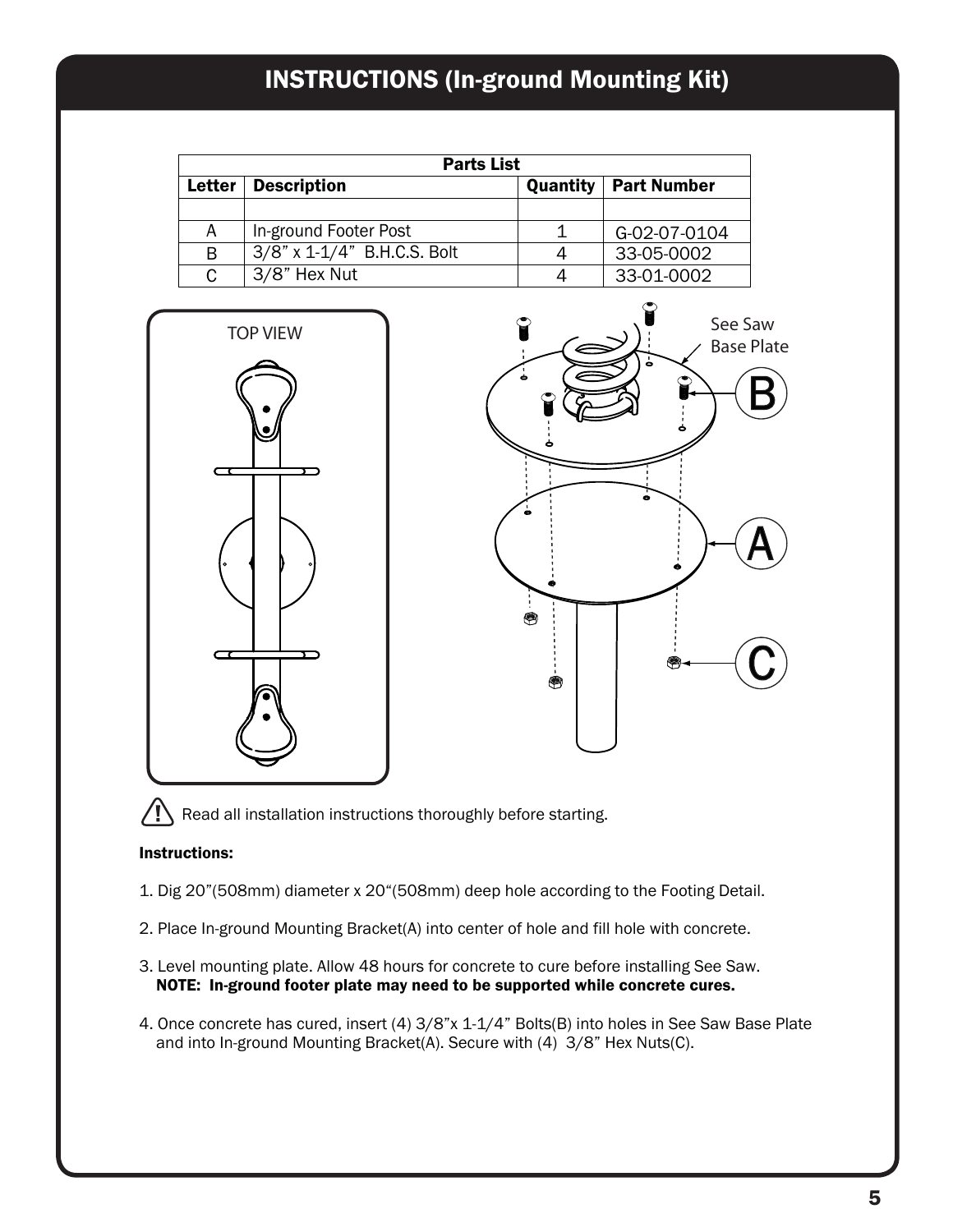# INSTRUCTIONS (In-ground Mounting Kit)

| Parts List | | | |
|---|---|---|---|
| **Letter** | **Description** | **Quantity** | **Part Number** |
| | | | |
| A | In-ground Footer Post | 1 | G-02-07-0104 |
| B | 3/8" x 1-1/4" B.H.C.S. Bolt | 4 | 33-05-0002 |
| C | 3/8" Hex Nut | 4 | 33-01-0002 |

TOP VIEW

See Saw Base Plate

B

A

C

⚠ Read all installation instructions thoroughly before starting.

**Instructions:**

1. Dig 20"(508mm) diameter x 20"(508mm) deep hole according to the Footing Detail.

2. Place In-ground Mounting Bracket(A) into center of hole and fill hole with concrete.

3. Level mounting plate. Allow 48 hours for concrete to cure before installing See Saw.
   **NOTE: In-ground footer plate may need to be supported while concrete cures.**

4. Once concrete has cured, insert (4) 3/8"x 1-1/4" Bolts(B) into holes in See Saw Base Plate and into In-ground Mounting Bracket(A). Secure with (4) 3/8" Hex Nuts(C).